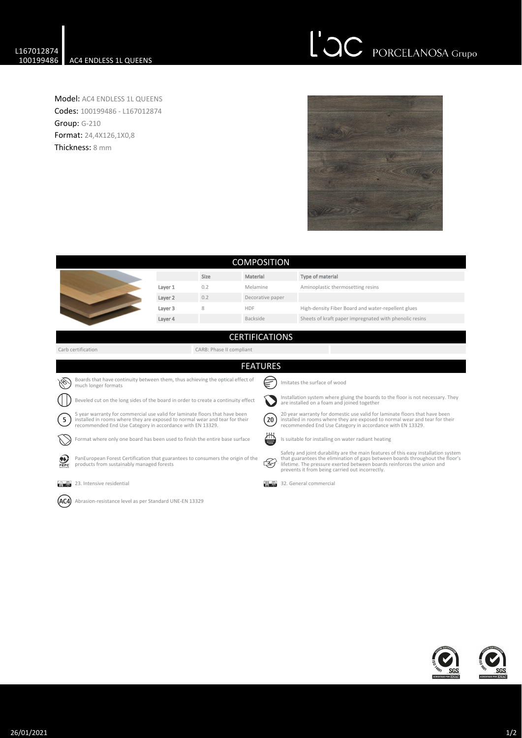L167012874
100199486 AC4 ENDLESS 1L QUEENS

**Model:** AC4 ENDLESS 1L QUEENS
**Codes:** 100199486 - L167012874
**Group:** G-210
**Format:** 24,4X126,1X0,8
**Thickness:** 8 mm

## COMPOSITION

| | Size | Material | Type of material |
|---|---|---|---|
| Layer 1 | 0.2 | Melamine | Aminoplastic thermosetting resins |
| Layer 2 | 0.2 | Decorative paper | |
| Layer 3 | 8 | HDF | High-density Fiber Board and water-repellent glues |
| Layer 4 | | Backside | Sheets of kraft paper impregnated with phenolic resins |

## CERTIFICATIONS

| Carb certification | CARB: Phase II compliant |
|---|---|

## FEATURES

- Boards that have continuity between them, thus achieving the optical effect of much longer formats
- Imitates the surface of wood
- Beveled cut on the long sides of the board in order to create a continuity effect
- Installation system where gluing the boards to the floor is not necessary. They are installed on a foam and joined together
- 5 year warranty for commercial use valid for laminate floors that have been installed in rooms where they are exposed to normal wear and tear for their recommended End Use Category in accordance with EN 13329.
- 20 year warranty for domestic use valid for laminate floors that have been installed in rooms where they are exposed to normal wear and tear for their recommended End Use Category in accordance with EN 13329.
- Format where only one board has been used to finish the entire base surface
- Is suitable for installing on water radiant heating
- PanEuropean Forest Certification that guarantees to consumers the origin of the products from sustainably managed forests
- Safety and joint durability are the main features of this easy installation system that guarantees the elimination of gaps between boards throughout the floor's lifetime. The pressure exerted between boards reinforces the union and prevents it from being carried out incorrectly.
- 23. Intensive residential
- 32. General commercial
- Abrasion-resistance level as per Standard UNE-EN 13329

26/01/2021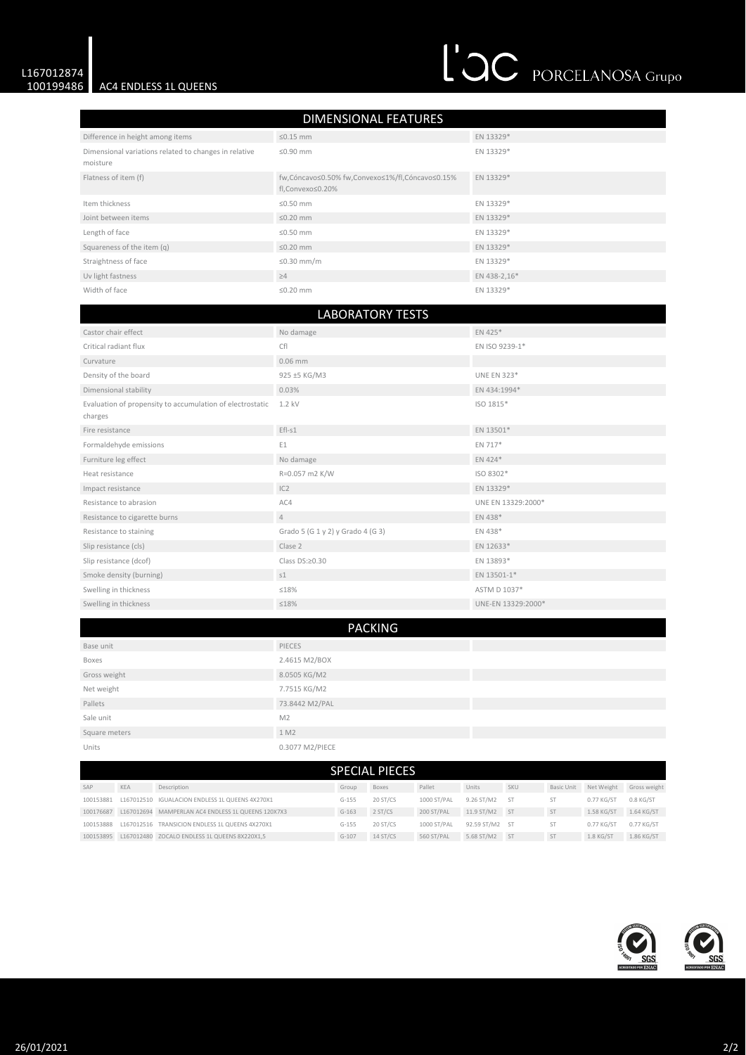L167012874
100199486 AC4 ENDLESS 1L QUEENS

## DIMENSIONAL FEATURES

| | | |
|---|---|---|
| Difference in height among items | ≤0.15 mm | EN 13329* |
| Dimensional variations related to changes in relative moisture | ≤0.90 mm | EN 13329* |
| Flatness of item (f) | fw,Cóncavo≤0.50% fw,Convexo≤1%/fl,Cóncavo≤0.15% fl,Convexo≤0.20% | EN 13329* |
| Item thickness | ≤0.50 mm | EN 13329* |
| Joint between items | ≤0.20 mm | EN 13329* |
| Length of face | ≤0.50 mm | EN 13329* |
| Squareness of the item (q) | ≤0.20 mm | EN 13329* |
| Straightness of face | ≤0.30 mm/m | EN 13329* |
| Uv light fastness | ≥4 | EN 438-2,16* |
| Width of face | ≤0.20 mm | EN 13329* |

## LABORATORY TESTS

| | | |
|---|---|---|
| Castor chair effect | No damage | EN 425* |
| Critical radiant flux | Cfl | EN ISO 9239-1* |
| Curvature | 0.06 mm | |
| Density of the board | 925 ±5 KG/M3 | UNE EN 323* |
| Dimensional stability | 0.03% | EN 434:1994* |
| Evaluation of propensity to accumulation of electrostatic charges | 1.2 kV | ISO 1815* |
| Fire resistance | Efl-s1 | EN 13501* |
| Formaldehyde emissions | E1 | EN 717* |
| Furniture leg effect | No damage | EN 424* |
| Heat resistance | R=0.057 m2 K/W | ISO 8302* |
| Impact resistance | IC2 | EN 13329* |
| Resistance to abrasion | AC4 | UNE EN 13329:2000* |
| Resistance to cigarette burns | 4 | EN 438* |
| Resistance to staining | Grado 5 (G 1 y 2) y Grado 4 (G 3) | EN 438* |
| Slip resistance (cls) | Clase 2 | EN 12633* |
| Slip resistance (dcof) | Class DS:≥0.30 | EN 13893* |
| Smoke density (burning) | s1 | EN 13501-1* |
| Swelling in thickness | ≤18% | ASTM D 1037* |
| Swelling in thickness | ≤18% | UNE-EN 13329:2000* |

## PACKING

| | |
|---|---|
| Base unit | PIECES |
| Boxes | 2.4615 M2/BOX |
| Gross weight | 8.0505 KG/M2 |
| Net weight | 7.7515 KG/M2 |
| Pallets | 73.8442 M2/PAL |
| Sale unit | M2 |
| Square meters | 1 M2 |
| Units | 0.3077 M2/PIECE |

## SPECIAL PIECES

| SAP | KEA | Description | Group | Boxes | Pallet | Units | SKU | Basic Unit | Net Weight | Gross weight |
|---|---|---|---|---|---|---|---|---|---|---|
| 100153881 | L167012510 | IGUALACION ENDLESS 1L QUEENS 4X270X1 | G-155 | 20 ST/CS | 1000 ST/PAL | 9.26 ST/M2 | ST | ST | 0.77 KG/ST | 0.8 KG/ST |
| 100176687 | L167012694 | MAMPERLAN AC4 ENDLESS 1L QUEENS 120X7X3 | G-163 | 2 ST/CS | 200 ST/PAL | 11.9 ST/M2 | ST | ST | 1.58 KG/ST | 1.64 KG/ST |
| 100153888 | L167012516 | TRANSICION ENDLESS 1L QUEENS 4X270X1 | G-155 | 20 ST/CS | 1000 ST/PAL | 92.59 ST/M2 | ST | ST | 0.77 KG/ST | 0.77 KG/ST |
| 100153895 | L167012480 | ZOCALO ENDLESS 1L QUEENS 8X220X1,5 | G-107 | 14 ST/CS | 560 ST/PAL | 5.68 ST/M2 | ST | ST | 1.8 KG/ST | 1.86 KG/ST |

26/01/2021